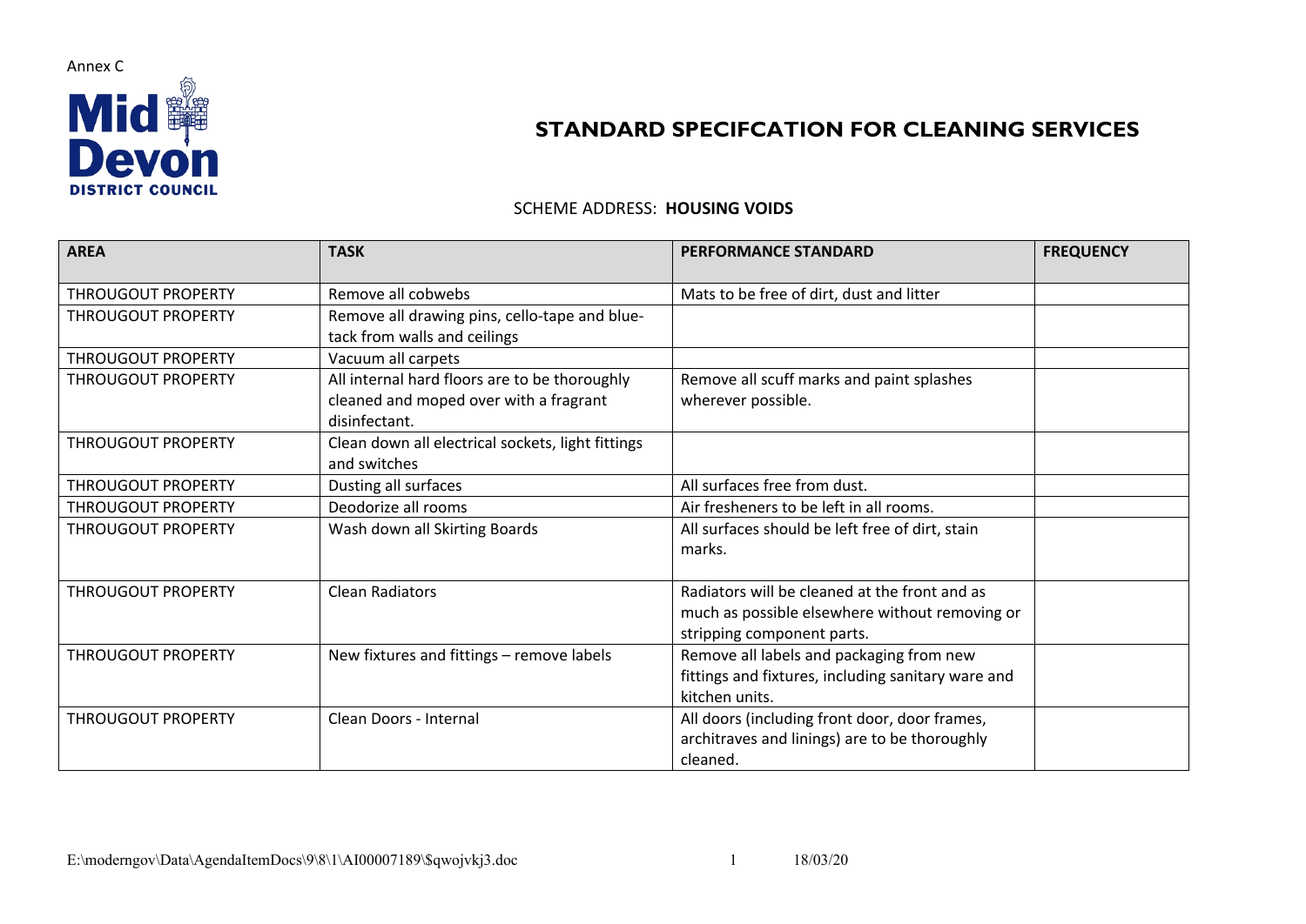Annex C

Mid Devon DISTRICT COUNCIL

# STANDARD SPECIFCATION FOR CLEANING SERVICES

SCHEME ADDRESS: **HOUSING VOIDS**

| AREA | TASK | PERFORMANCE STANDARD | FREQUENCY |
|---|---|---|---|
| THROUGOUT PROPERTY | Remove all cobwebs | Mats to be free of dirt, dust and litter | |
| THROUGOUT PROPERTY | Remove all drawing pins, cello-tape and blue-tack from walls and ceilings | | |
| THROUGOUT PROPERTY | Vacuum all carpets | | |
| THROUGOUT PROPERTY | All internal hard floors are to be thoroughly cleaned and moped over with a fragrant disinfectant. | Remove all scuff marks and paint splashes wherever possible. | |
| THROUGOUT PROPERTY | Clean down all electrical sockets, light fittings and switches | | |
| THROUGOUT PROPERTY | Dusting all surfaces | All surfaces free from dust. | |
| THROUGOUT PROPERTY | Deodorize all rooms | Air fresheners to be left in all rooms. | |
| THROUGOUT PROPERTY | Wash down all Skirting Boards | All surfaces should be left free of dirt, stain marks. | |
| THROUGOUT PROPERTY | Clean Radiators | Radiators will be cleaned at the front and as much as possible elsewhere without removing or stripping component parts. | |
| THROUGOUT PROPERTY | New fixtures and fittings – remove labels | Remove all labels and packaging from new fittings and fixtures, including sanitary ware and kitchen units. | |
| THROUGOUT PROPERTY | Clean Doors - Internal | All doors (including front door, door frames, architraves and linings) are to be thoroughly cleaned. | |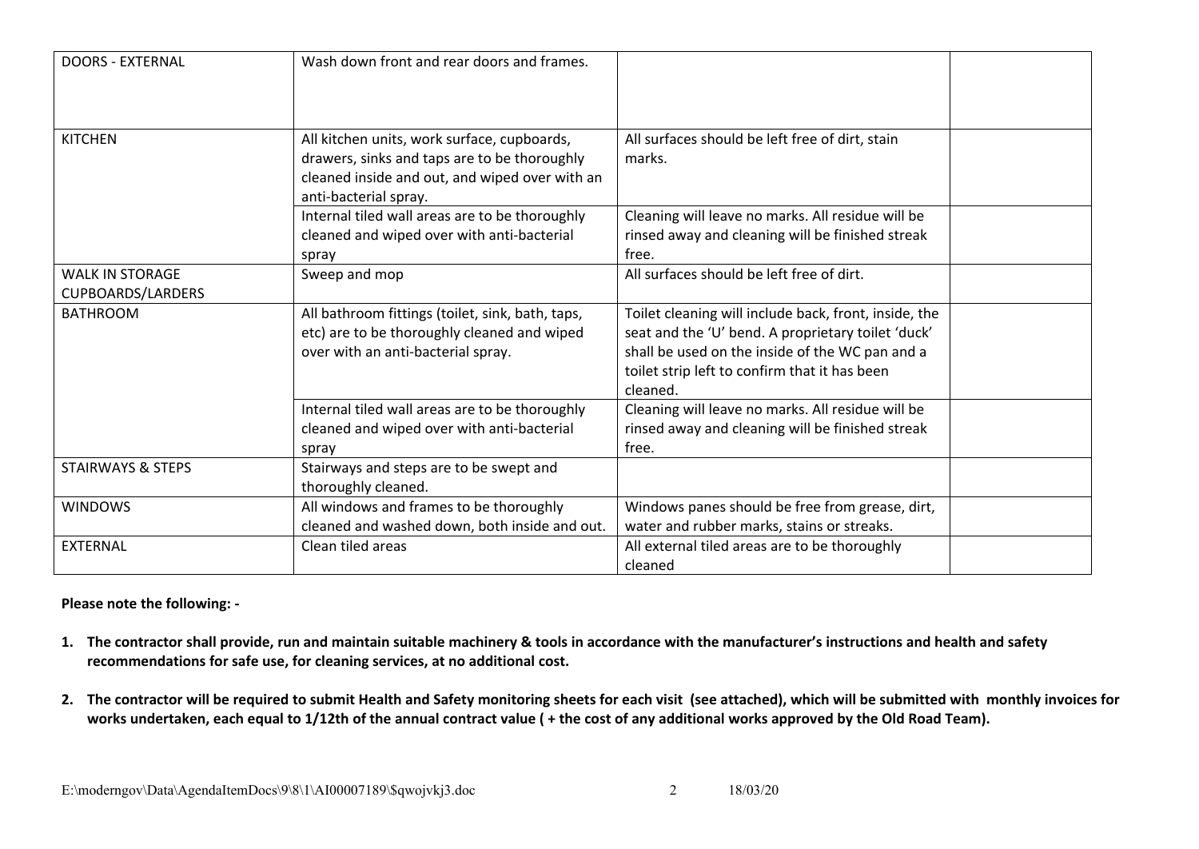| DOORS - EXTERNAL | Wash down front and rear doors and frames. | | |
|---|---|---|---|
| KITCHEN | All kitchen units, work surface, cupboards, drawers, sinks and taps are to be thoroughly cleaned inside and out, and wiped over with an anti-bacterial spray. | All surfaces should be left free of dirt, stain marks. | |
| | Internal tiled wall areas are to be thoroughly cleaned and wiped over with anti-bacterial spray | Cleaning will leave no marks. All residue will be rinsed away and cleaning will be finished streak free. | |
| WALK IN STORAGE CUPBOARDS/LARDERS | Sweep and mop | All surfaces should be left free of dirt. | |
| BATHROOM | All bathroom fittings (toilet, sink, bath, taps, etc) are to be thoroughly cleaned and wiped over with an anti-bacterial spray. | Toilet cleaning will include back, front, inside, the seat and the 'U' bend. A proprietary toilet 'duck' shall be used on the inside of the WC pan and a toilet strip left to confirm that it has been cleaned. | |
| | Internal tiled wall areas are to be thoroughly cleaned and wiped over with anti-bacterial spray | Cleaning will leave no marks. All residue will be rinsed away and cleaning will be finished streak free. | |
| STAIRWAYS & STEPS | Stairways and steps are to be swept and thoroughly cleaned. | | |
| WINDOWS | All windows and frames to be thoroughly cleaned and washed down, both inside and out. | Windows panes should be free from grease, dirt, water and rubber marks, stains or streaks. | |
| EXTERNAL | Clean tiled areas | All external tiled areas are to be thoroughly cleaned | |

**Please note the following: -**

1. **The contractor shall provide, run and maintain suitable machinery & tools in accordance with the manufacturer's instructions and health and safety recommendations for safe use, for cleaning services, at no additional cost.**

2. **The contractor will be required to submit Health and Safety monitoring sheets for each visit (see attached), which will be submitted with monthly invoices for works undertaken, each equal to 1/12th of the annual contract value ( + the cost of any additional works approved by the Old Road Team).**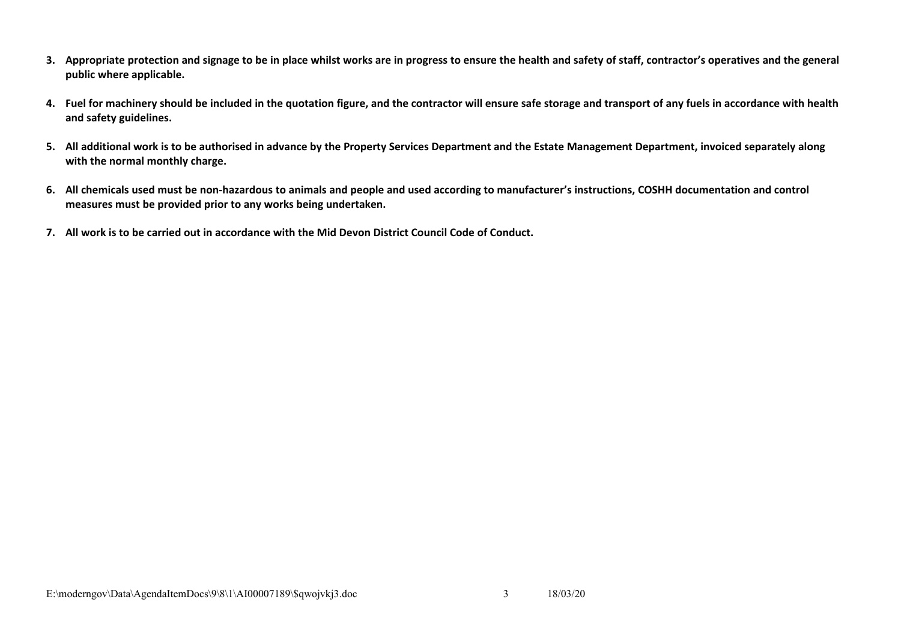3. **Appropriate protection and signage to be in place whilst works are in progress to ensure the health and safety of staff, contractor's operatives and the general public where applicable.**

4. **Fuel for machinery should be included in the quotation figure, and the contractor will ensure safe storage and transport of any fuels in accordance with health and safety guidelines.**

5. **All additional work is to be authorised in advance by the Property Services Department and the Estate Management Department, invoiced separately along with the normal monthly charge.**

6. **All chemicals used must be non-hazardous to animals and people and used according to manufacturer's instructions, COSHH documentation and control measures must be provided prior to any works being undertaken.**

7. **All work is to be carried out in accordance with the Mid Devon District Council Code of Conduct.**